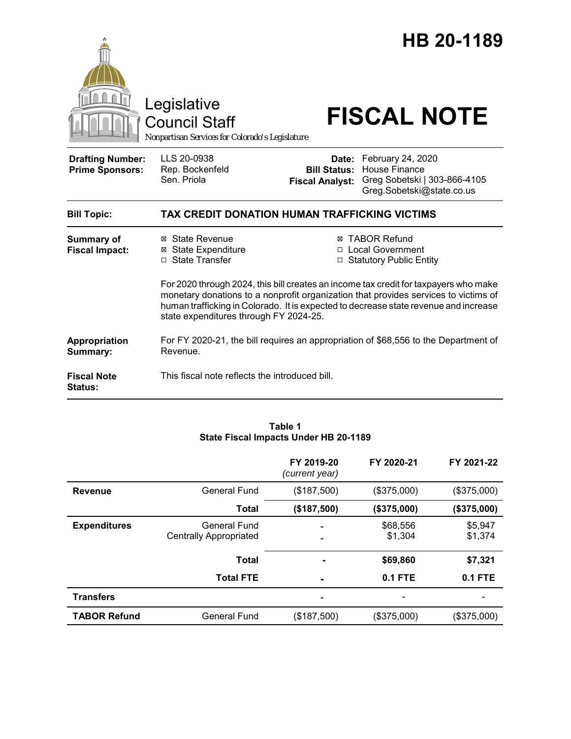# HB 20-1189

Legislative Council Staff

*Nonpartisan Services for Colorado's Legislature*

# FISCAL NOTE

| | | | |
|---|---|---|---|
| **Drafting Number:** | LLS 20-0938 | **Date:** | February 24, 2020 |
| **Prime Sponsors:** | Rep. Bockenfeld<br>Sen. Priola | **Bill Status:** | House Finance |
| | | **Fiscal Analyst:** | Greg Sobetski \| 303-866-4105<br>Greg.Sobetski@state.co.us |

| | |
|---|---|
| **Bill Topic:** | **TAX CREDIT DONATION HUMAN TRAFFICKING VICTIMS** |
| **Summary of Fiscal Impact:** | ☒ State Revenue<br>☒ State Expenditure<br>☐ State Transfer<br>☒ TABOR Refund<br>☐ Local Government<br>☐ Statutory Public Entity<br><br>For 2020 through 2024, this bill creates an income tax credit for taxpayers who make monetary donations to a nonprofit organization that provides services to victims of human trafficking in Colorado. It is expected to decrease state revenue and increase state expenditures through FY 2024-25. |
| **Appropriation Summary:** | For FY 2020-21, the bill requires an appropriation of $68,556 to the Department of Revenue. |
| **Fiscal Note Status:** | This fiscal note reflects the introduced bill. |

**Table 1**
**State Fiscal Impacts Under HB 20-1189**

| | | FY 2019-20 *(current year)* | FY 2020-21 | FY 2021-22 |
|---|---|---|---|---|
| **Revenue** | General Fund | ($187,500) | ($375,000) | ($375,000) |
| | **Total** | **($187,500)** | **($375,000)** | **($375,000)** |
| **Expenditures** | General Fund<br>Centrally Appropriated | -<br>- | $68,556<br>$1,304 | $5,947<br>$1,374 |
| | **Total** | **-** | **$69,860** | **$7,321** |
| | **Total FTE** | **-** | **0.1 FTE** | **0.1 FTE** |
| **Transfers** | | - | - | - |
| **TABOR Refund** | General Fund | ($187,500) | ($375,000) | ($375,000) |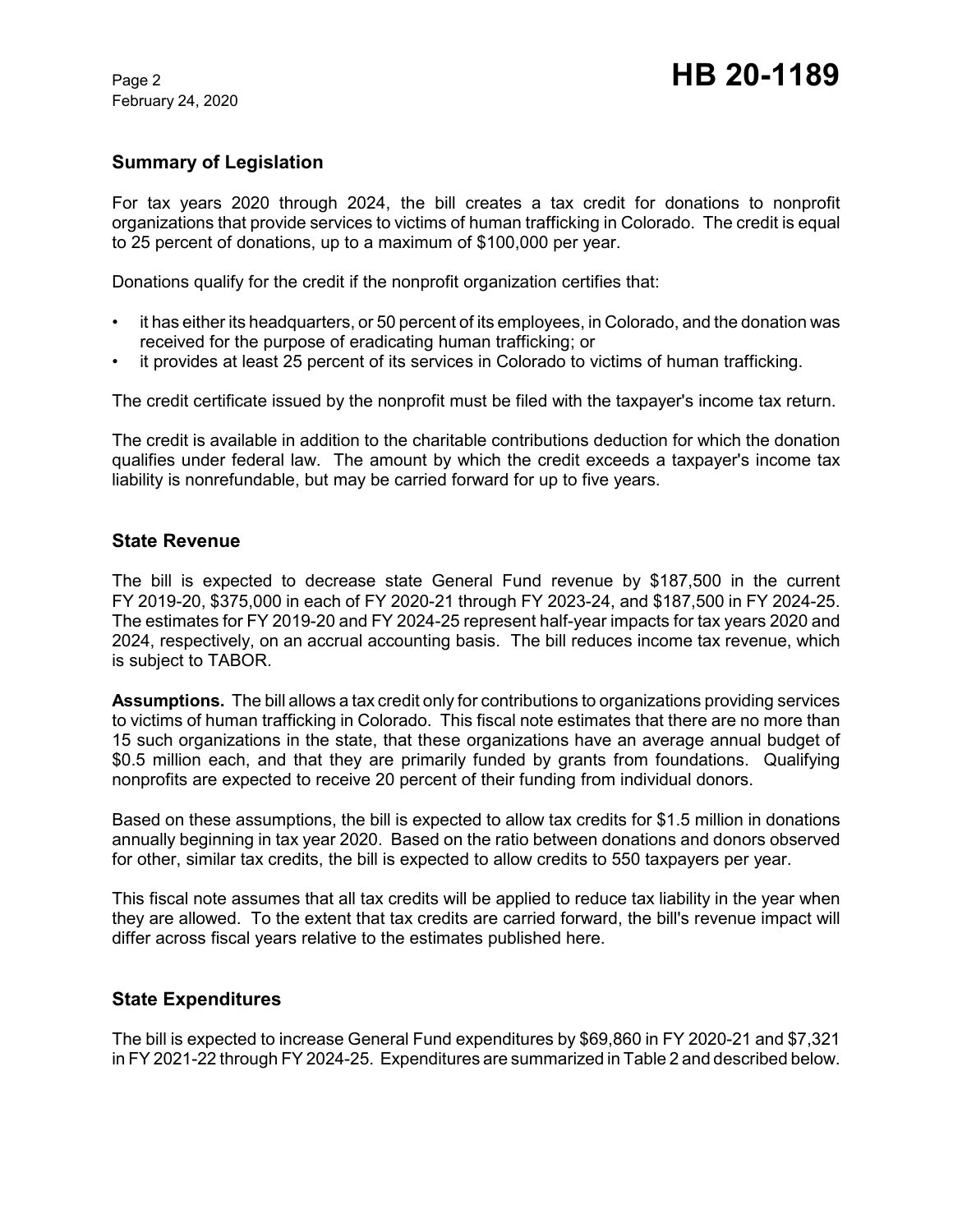## Summary of Legislation

For tax years 2020 through 2024, the bill creates a tax credit for donations to nonprofit organizations that provide services to victims of human trafficking in Colorado. The credit is equal to 25 percent of donations, up to a maximum of $100,000 per year.

Donations qualify for the credit if the nonprofit organization certifies that:

- it has either its headquarters, or 50 percent of its employees, in Colorado, and the donation was received for the purpose of eradicating human trafficking; or
- it provides at least 25 percent of its services in Colorado to victims of human trafficking.

The credit certificate issued by the nonprofit must be filed with the taxpayer's income tax return.

The credit is available in addition to the charitable contributions deduction for which the donation qualifies under federal law. The amount by which the credit exceeds a taxpayer's income tax liability is nonrefundable, but may be carried forward for up to five years.

## State Revenue

The bill is expected to decrease state General Fund revenue by $187,500 in the current FY 2019-20, $375,000 in each of FY 2020-21 through FY 2023-24, and $187,500 in FY 2024-25. The estimates for FY 2019-20 and FY 2024-25 represent half-year impacts for tax years 2020 and 2024, respectively, on an accrual accounting basis. The bill reduces income tax revenue, which is subject to TABOR.

**Assumptions.** The bill allows a tax credit only for contributions to organizations providing services to victims of human trafficking in Colorado. This fiscal note estimates that there are no more than 15 such organizations in the state, that these organizations have an average annual budget of $0.5 million each, and that they are primarily funded by grants from foundations. Qualifying nonprofits are expected to receive 20 percent of their funding from individual donors.

Based on these assumptions, the bill is expected to allow tax credits for $1.5 million in donations annually beginning in tax year 2020. Based on the ratio between donations and donors observed for other, similar tax credits, the bill is expected to allow credits to 550 taxpayers per year.

This fiscal note assumes that all tax credits will be applied to reduce tax liability in the year when they are allowed. To the extent that tax credits are carried forward, the bill's revenue impact will differ across fiscal years relative to the estimates published here.

## State Expenditures

The bill is expected to increase General Fund expenditures by $69,860 in FY 2020-21 and $7,321 in FY 2021-22 through FY 2024-25. Expenditures are summarized in Table 2 and described below.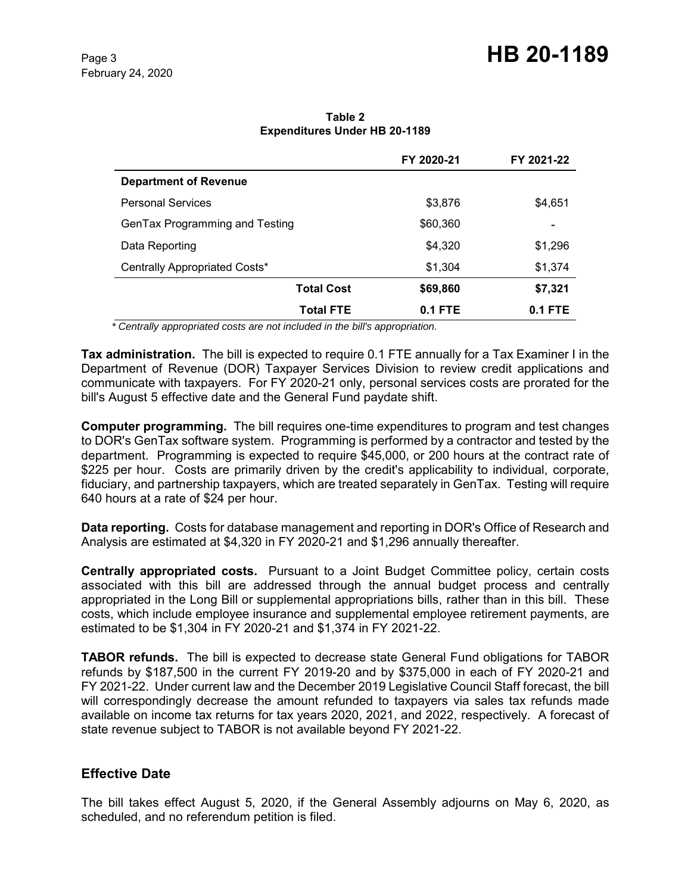**Table 2**
**Expenditures Under HB 20-1189**

| | FY 2020-21 | FY 2021-22 |
|---|---|---|
| **Department of Revenue** | | |
| Personal Services | $3,876 | $4,651 |
| GenTax Programming and Testing | $60,360 | - |
| Data Reporting | $4,320 | $1,296 |
| Centrally Appropriated Costs* | $1,304 | $1,374 |
| **Total Cost** | **$69,860** | **$7,321** |
| **Total FTE** | **0.1 FTE** | **0.1 FTE** |

*\* Centrally appropriated costs are not included in the bill's appropriation.*

**Tax administration.** The bill is expected to require 0.1 FTE annually for a Tax Examiner I in the Department of Revenue (DOR) Taxpayer Services Division to review credit applications and communicate with taxpayers. For FY 2020-21 only, personal services costs are prorated for the bill's August 5 effective date and the General Fund paydate shift.

**Computer programming.** The bill requires one-time expenditures to program and test changes to DOR's GenTax software system. Programming is performed by a contractor and tested by the department. Programming is expected to require $45,000, or 200 hours at the contract rate of $225 per hour. Costs are primarily driven by the credit's applicability to individual, corporate, fiduciary, and partnership taxpayers, which are treated separately in GenTax. Testing will require 640 hours at a rate of $24 per hour.

**Data reporting.** Costs for database management and reporting in DOR's Office of Research and Analysis are estimated at $4,320 in FY 2020-21 and $1,296 annually thereafter.

**Centrally appropriated costs.** Pursuant to a Joint Budget Committee policy, certain costs associated with this bill are addressed through the annual budget process and centrally appropriated in the Long Bill or supplemental appropriations bills, rather than in this bill. These costs, which include employee insurance and supplemental employee retirement payments, are estimated to be $1,304 in FY 2020-21 and $1,374 in FY 2021-22.

**TABOR refunds.** The bill is expected to decrease state General Fund obligations for TABOR refunds by $187,500 in the current FY 2019-20 and by $375,000 in each of FY 2020-21 and FY 2021-22. Under current law and the December 2019 Legislative Council Staff forecast, the bill will correspondingly decrease the amount refunded to taxpayers via sales tax refunds made available on income tax returns for tax years 2020, 2021, and 2022, respectively. A forecast of state revenue subject to TABOR is not available beyond FY 2021-22.

## Effective Date

The bill takes effect August 5, 2020, if the General Assembly adjourns on May 6, 2020, as scheduled, and no referendum petition is filed.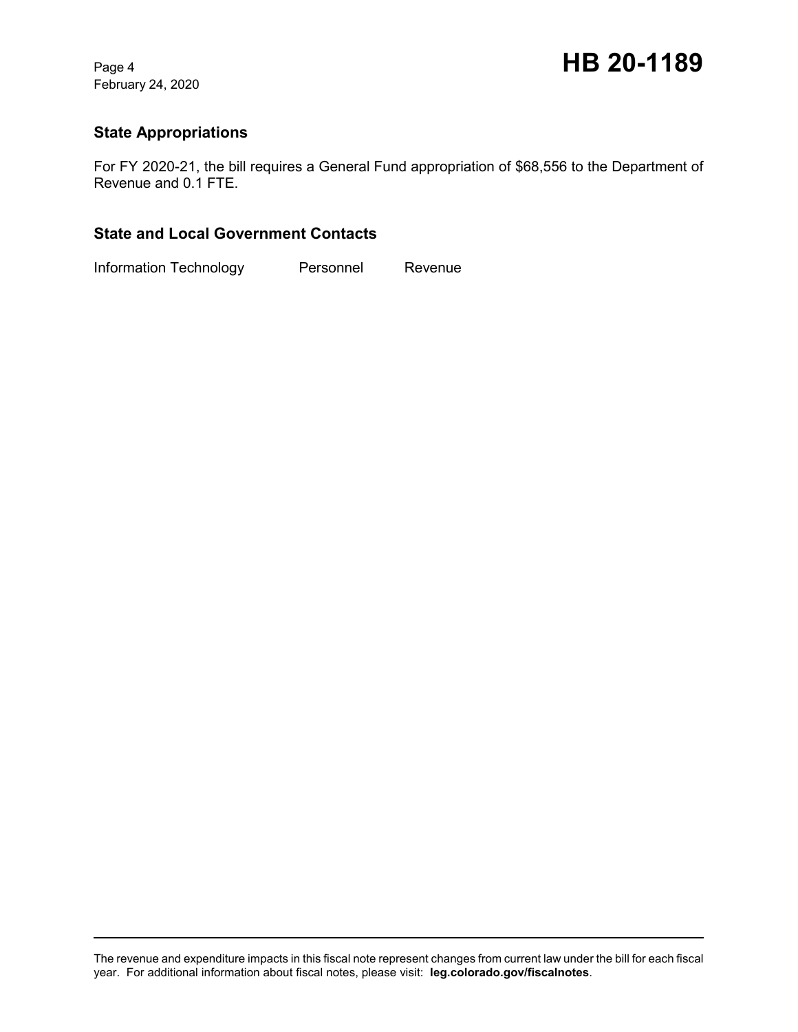## State Appropriations

For FY 2020-21, the bill requires a General Fund appropriation of $68,556 to the Department of Revenue and 0.1 FTE.

## State and Local Government Contacts

Information Technology Personnel Revenue

The revenue and expenditure impacts in this fiscal note represent changes from current law under the bill for each fiscal year. For additional information about fiscal notes, please visit: **leg.colorado.gov/fiscalnotes**.